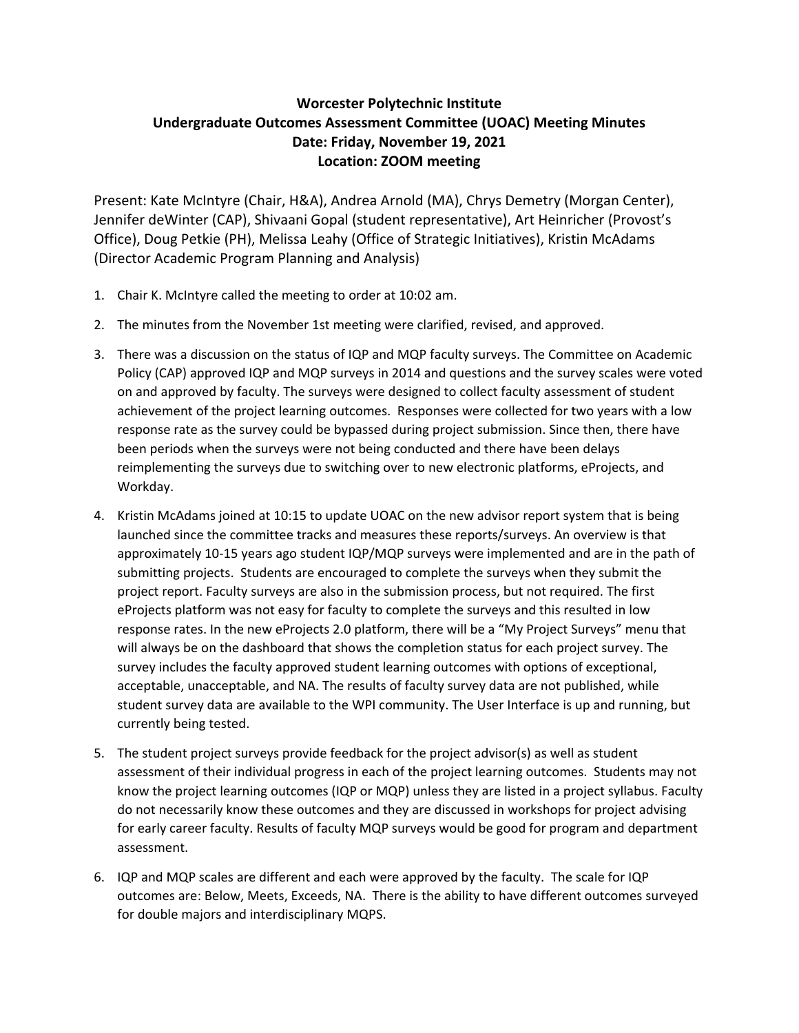**Worcester Polytechnic Institute**
**Undergraduate Outcomes Assessment Committee (UOAC) Meeting Minutes**
**Date: Friday, November 19, 2021**
**Location: ZOOM meeting**

Present: Kate McIntyre (Chair, H&A), Andrea Arnold (MA), Chrys Demetry (Morgan Center), Jennifer deWinter (CAP), Shivaani Gopal (student representative), Art Heinricher (Provost's Office), Doug Petkie (PH), Melissa Leahy (Office of Strategic Initiatives), Kristin McAdams (Director Academic Program Planning and Analysis)

1. Chair K. McIntyre called the meeting to order at 10:02 am.

2. The minutes from the November 1st meeting were clarified, revised, and approved.

3. There was a discussion on the status of IQP and MQP faculty surveys. The Committee on Academic Policy (CAP) approved IQP and MQP surveys in 2014 and questions and the survey scales were voted on and approved by faculty. The surveys were designed to collect faculty assessment of student achievement of the project learning outcomes. Responses were collected for two years with a low response rate as the survey could be bypassed during project submission. Since then, there have been periods when the surveys were not being conducted and there have been delays reimplementing the surveys due to switching over to new electronic platforms, eProjects, and Workday.

4. Kristin McAdams joined at 10:15 to update UOAC on the new advisor report system that is being launched since the committee tracks and measures these reports/surveys. An overview is that approximately 10-15 years ago student IQP/MQP surveys were implemented and are in the path of submitting projects. Students are encouraged to complete the surveys when they submit the project report. Faculty surveys are also in the submission process, but not required. The first eProjects platform was not easy for faculty to complete the surveys and this resulted in low response rates. In the new eProjects 2.0 platform, there will be a "My Project Surveys" menu that will always be on the dashboard that shows the completion status for each project survey. The survey includes the faculty approved student learning outcomes with options of exceptional, acceptable, unacceptable, and NA. The results of faculty survey data are not published, while student survey data are available to the WPI community. The User Interface is up and running, but currently being tested.

5. The student project surveys provide feedback for the project advisor(s) as well as student assessment of their individual progress in each of the project learning outcomes. Students may not know the project learning outcomes (IQP or MQP) unless they are listed in a project syllabus. Faculty do not necessarily know these outcomes and they are discussed in workshops for project advising for early career faculty. Results of faculty MQP surveys would be good for program and department assessment.

6. IQP and MQP scales are different and each were approved by the faculty. The scale for IQP outcomes are: Below, Meets, Exceeds, NA. There is the ability to have different outcomes surveyed for double majors and interdisciplinary MQPS.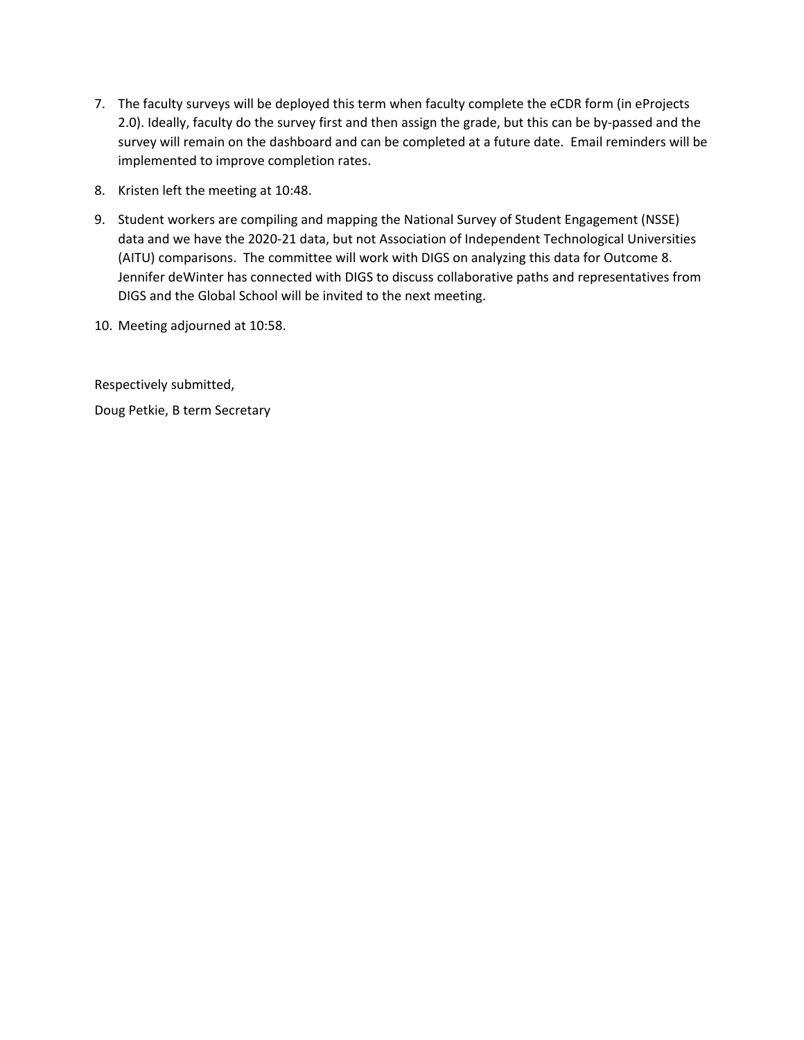7. The faculty surveys will be deployed this term when faculty complete the eCDR form (in eProjects 2.0). Ideally, faculty do the survey first and then assign the grade, but this can be by-passed and the survey will remain on the dashboard and can be completed at a future date. Email reminders will be implemented to improve completion rates.
8. Kristen left the meeting at 10:48.
9. Student workers are compiling and mapping the National Survey of Student Engagement (NSSE) data and we have the 2020-21 data, but not Association of Independent Technological Universities (AITU) comparisons. The committee will work with DIGS on analyzing this data for Outcome 8. Jennifer deWinter has connected with DIGS to discuss collaborative paths and representatives from DIGS and the Global School will be invited to the next meeting.
10. Meeting adjourned at 10:58.

Respectively submitted,

Doug Petkie, B term Secretary